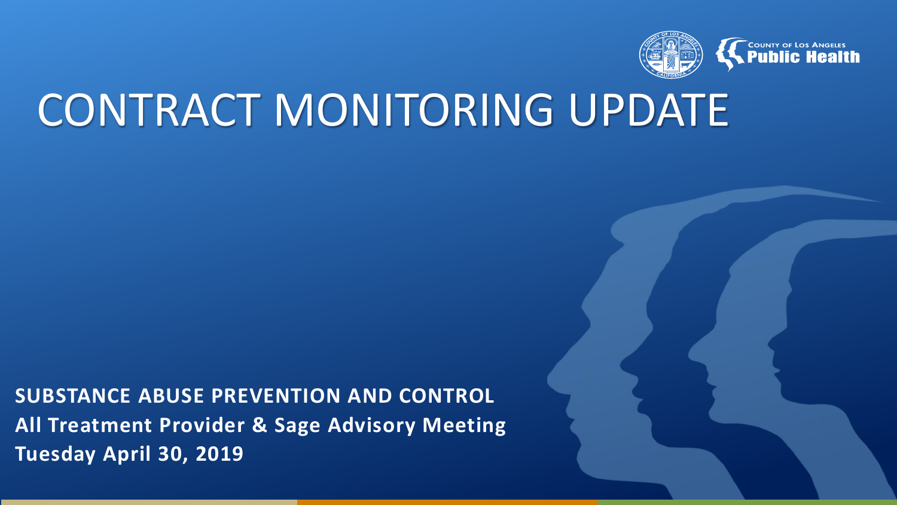COUNTY OF LOS ANGELES
**Public Health**

# CONTRACT MONITORING UPDATE

**SUBSTANCE ABUSE PREVENTION AND CONTROL**
**All Treatment Provider & Sage Advisory Meeting**
**Tuesday April 30, 2019**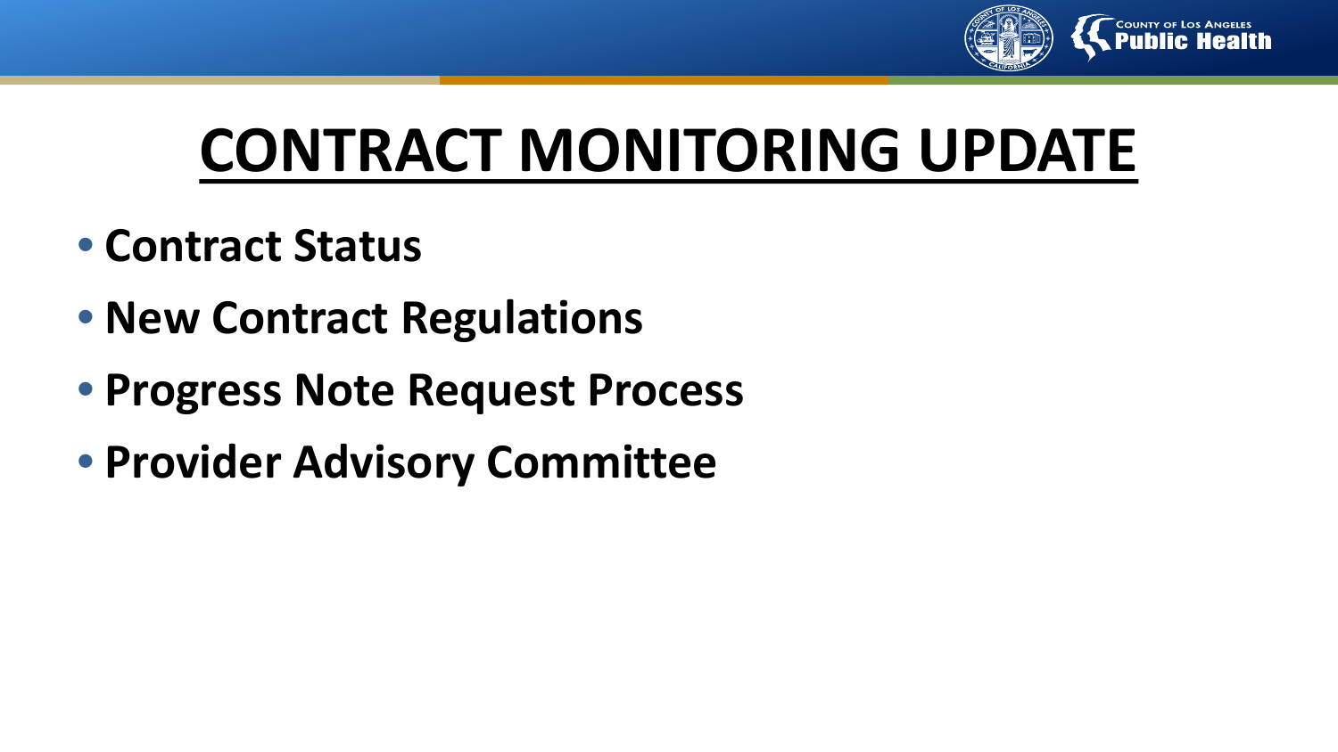# CONTRACT MONITORING UPDATE

- **Contract Status**
- **New Contract Regulations**
- **Progress Note Request Process**
- **Provider Advisory Committee**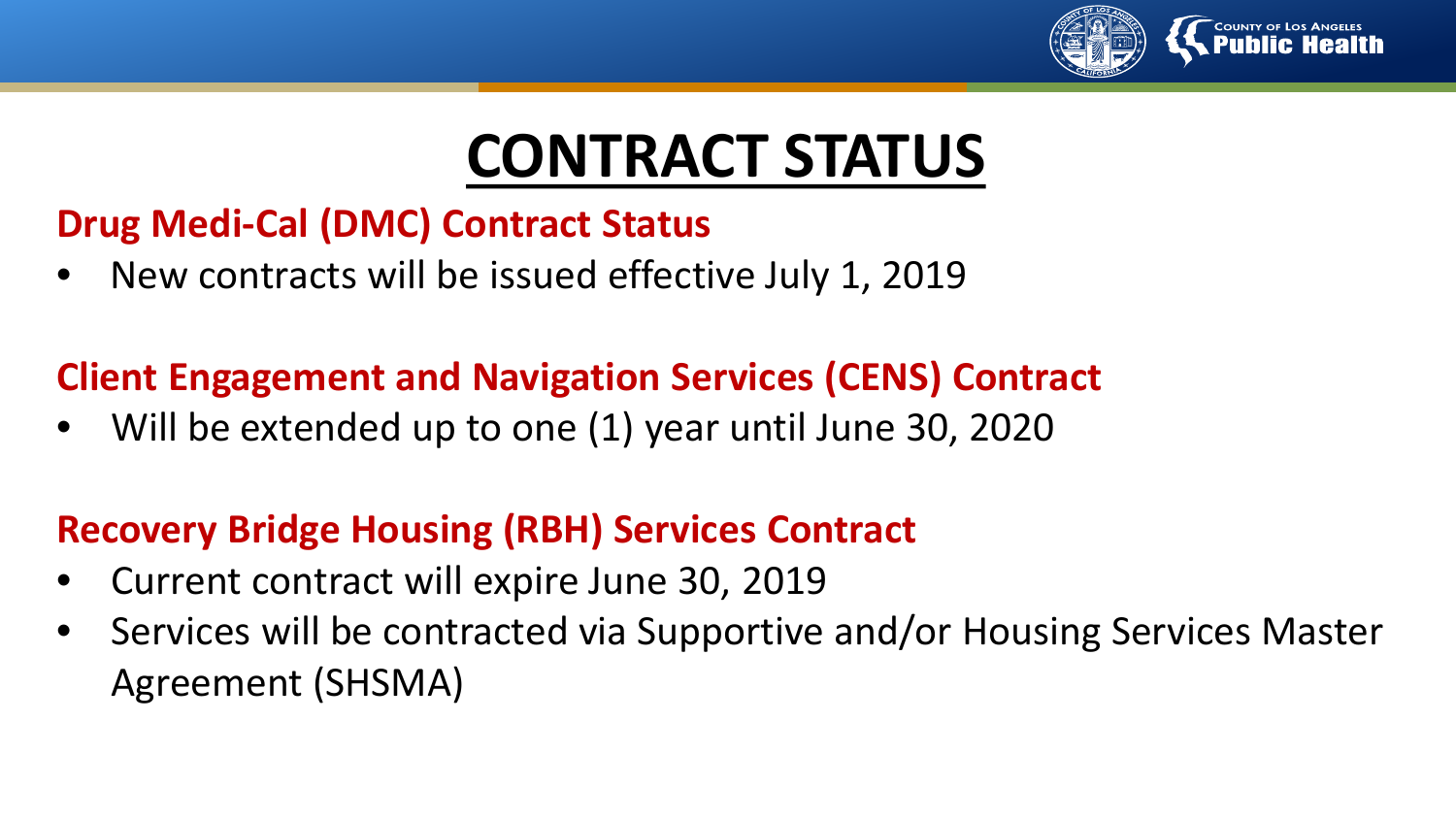# CONTRACT STATUS

## Drug Medi-Cal (DMC) Contract Status

- New contracts will be issued effective July 1, 2019

## Client Engagement and Navigation Services (CENS) Contract

- Will be extended up to one (1) year until June 30, 2020

## Recovery Bridge Housing (RBH) Services Contract

- Current contract will expire June 30, 2019
- Services will be contracted via Supportive and/or Housing Services Master Agreement (SHSMA)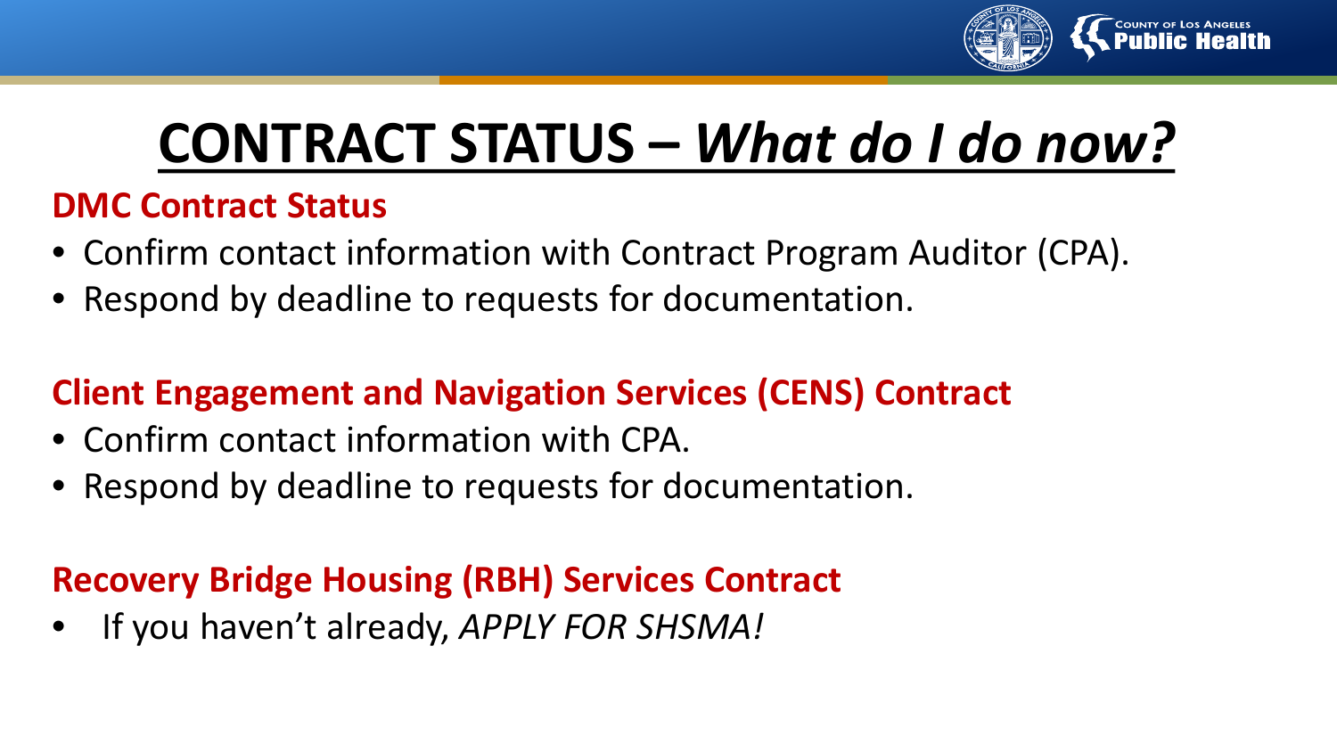# CONTRACT STATUS – *What do I do now?*

## DMC Contract Status

- Confirm contact information with Contract Program Auditor (CPA).
- Respond by deadline to requests for documentation.

## Client Engagement and Navigation Services (CENS) Contract

- Confirm contact information with CPA.
- Respond by deadline to requests for documentation.

## Recovery Bridge Housing (RBH) Services Contract

- If you haven't already, *APPLY FOR SHSMA!*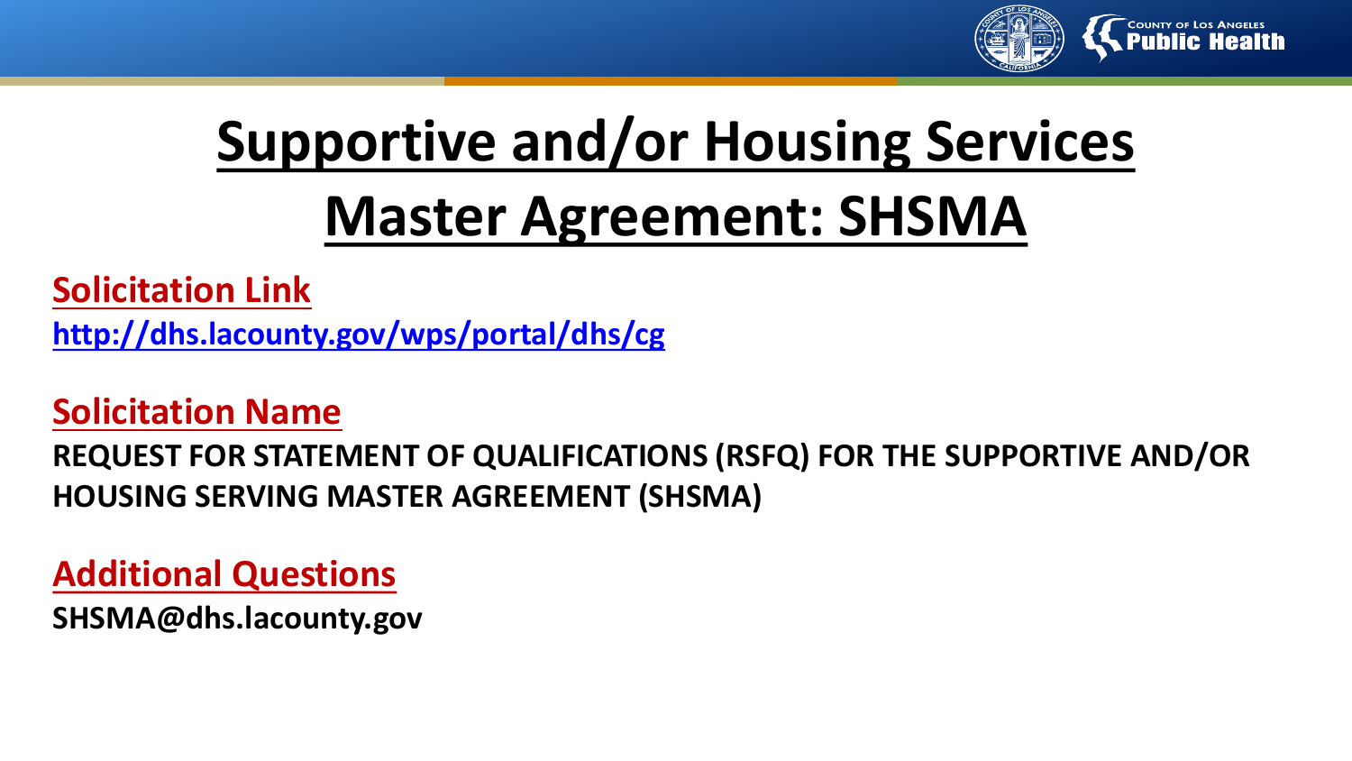# Supportive and/or Housing Services Master Agreement: SHSMA

**Solicitation Link**

**http://dhs.lacounty.gov/wps/portal/dhs/cg**

**Solicitation Name**

**REQUEST FOR STATEMENT OF QUALIFICATIONS (RSFQ) FOR THE SUPPORTIVE AND/OR HOUSING SERVING MASTER AGREEMENT (SHSMA)**

**Additional Questions**

**SHSMA@dhs.lacounty.gov**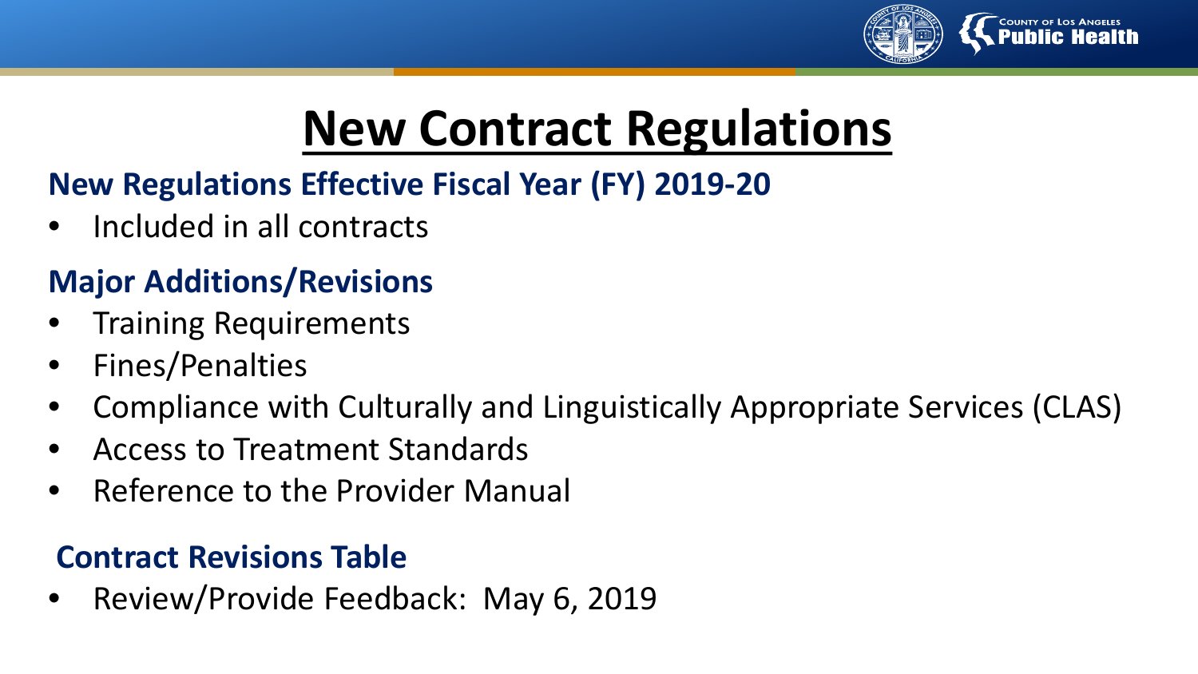# New Contract Regulations

## New Regulations Effective Fiscal Year (FY) 2019-20

- Included in all contracts

## Major Additions/Revisions

- Training Requirements
- Fines/Penalties
- Compliance with Culturally and Linguistically Appropriate Services (CLAS)
- Access to Treatment Standards
- Reference to the Provider Manual

## Contract Revisions Table

- Review/Provide Feedback: May 6, 2019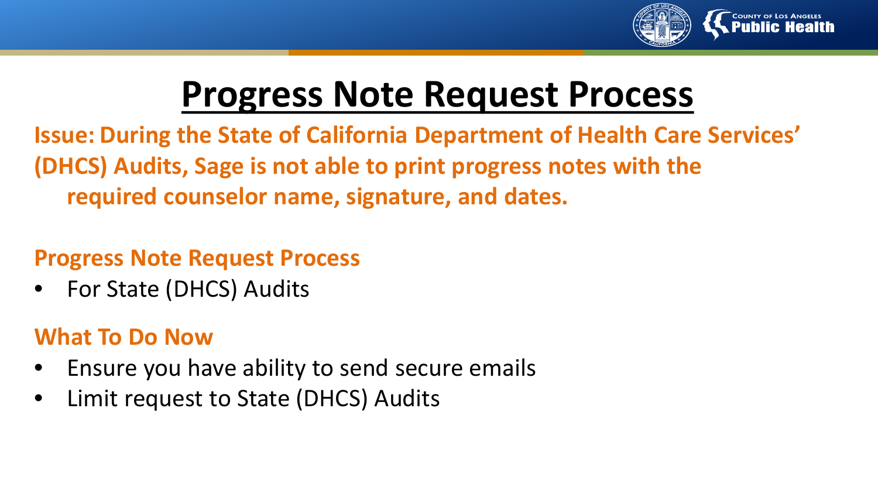# Progress Note Request Process

**Issue: During the State of California Department of Health Care Services' (DHCS) Audits, Sage is not able to print progress notes with the required counselor name, signature, and dates.**

## Progress Note Request Process

- For State (DHCS) Audits

## What To Do Now

- Ensure you have ability to send secure emails
- Limit request to State (DHCS) Audits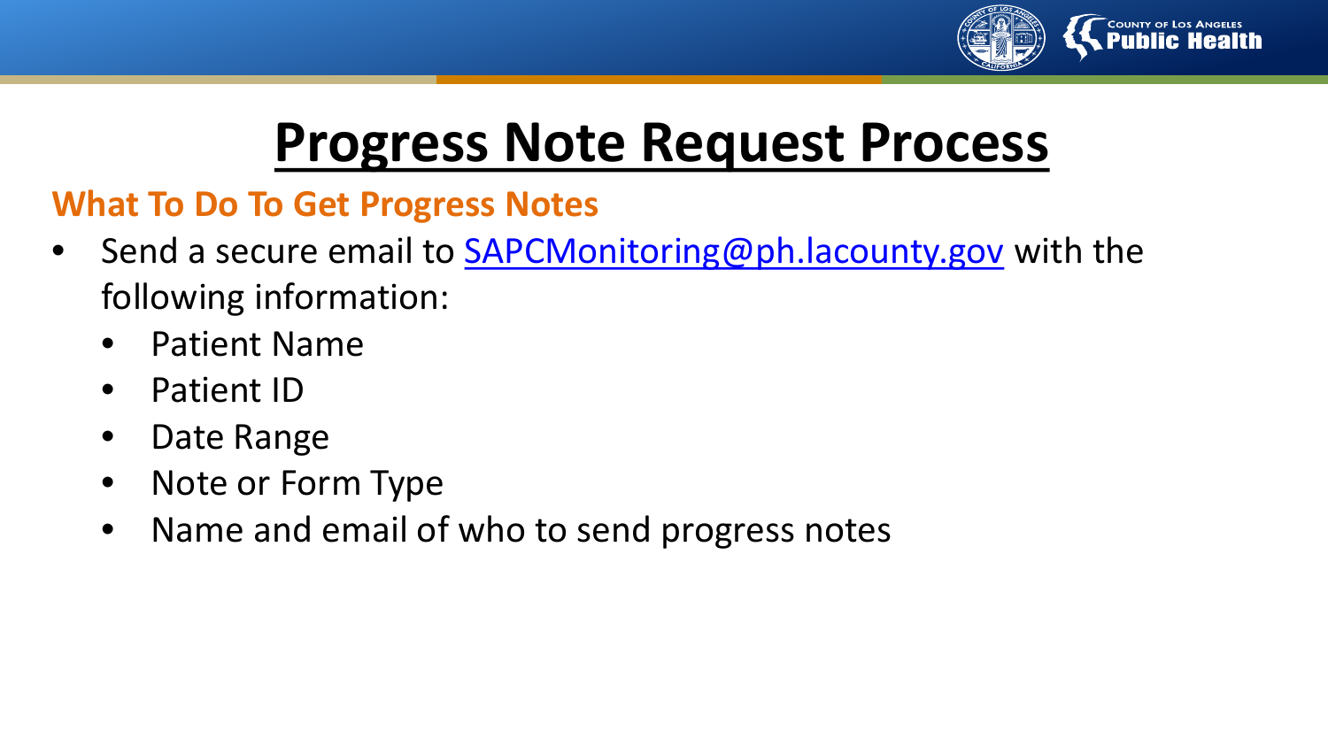# Progress Note Request Process

## What To Do To Get Progress Notes

- Send a secure email to [SAPCMonitoring@ph.lacounty.gov](mailto:SAPCMonitoring@ph.lacounty.gov) with the following information:
  - Patient Name
  - Patient ID
  - Date Range
  - Note or Form Type
  - Name and email of who to send progress notes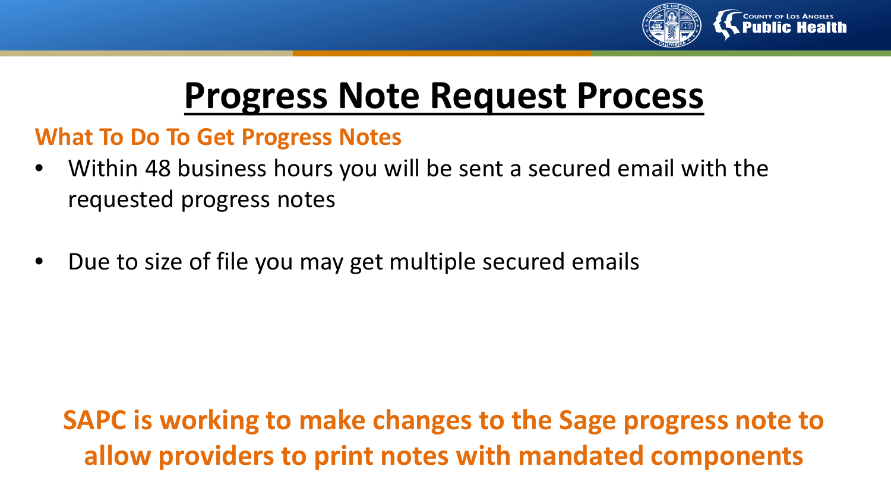# Progress Note Request Process

### What To Do To Get Progress Notes

- Within 48 business hours you will be sent a secured email with the requested progress notes
- Due to size of file you may get multiple secured emails

**SAPC is working to make changes to the Sage progress note to allow providers to print notes with mandated components**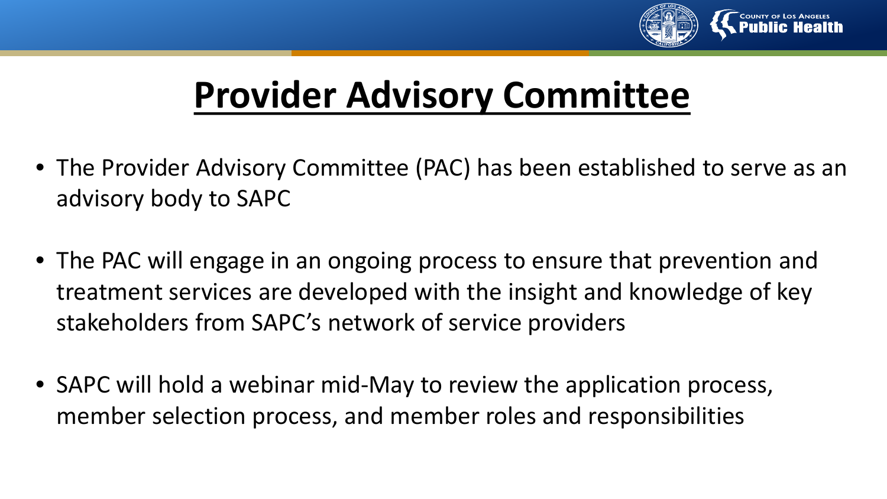# Provider Advisory Committee

- The Provider Advisory Committee (PAC) has been established to serve as an advisory body to SAPC
- The PAC will engage in an ongoing process to ensure that prevention and treatment services are developed with the insight and knowledge of key stakeholders from SAPC's network of service providers
- SAPC will hold a webinar mid-May to review the application process, member selection process, and member roles and responsibilities